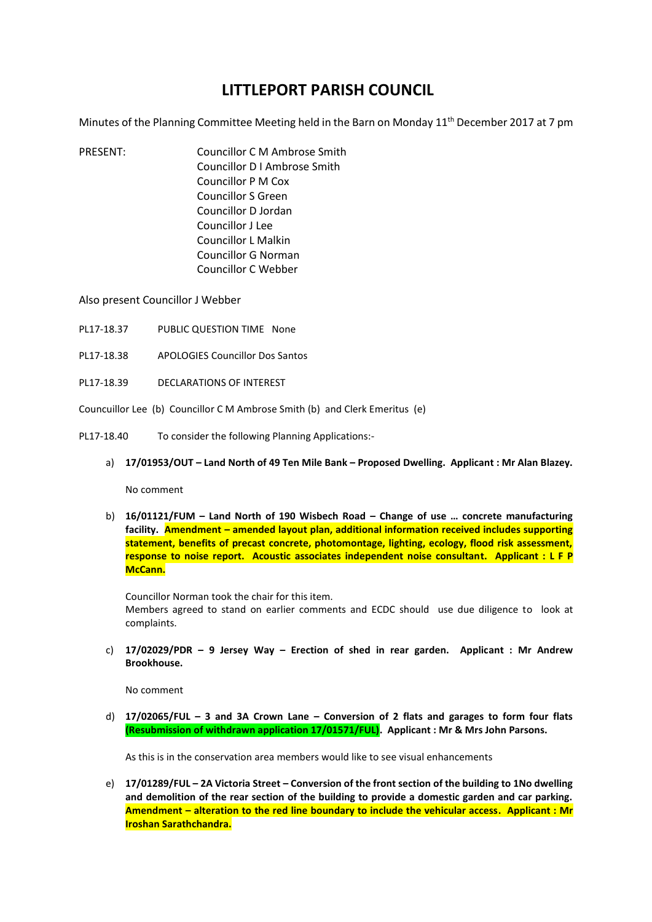# LITTLEPORT PARISH COUNCIL

Minutes of the Planning Committee Meeting held in the Barn on Monday 11th December 2017 at 7 pm

PRESENT:
Councillor C M Ambrose Smith
Councillor D I Ambrose Smith
Councillor P M Cox
Councillor S Green
Councillor D Jordan
Councillor J Lee
Councillor L Malkin
Councillor G Norman
Councillor C Webber

Also present Councillor J Webber

PL17-18.37 PUBLIC QUESTION TIME None

PL17-18.38 APOLOGIES Councillor Dos Santos

PL17-18.39 DECLARATIONS OF INTEREST

Councuillor Lee (b) Councillor C M Ambrose Smith (b) and Clerk Emeritus (e)

PL17-18.40 To consider the following Planning Applications:-

a) **17/01953/OUT – Land North of 49 Ten Mile Bank – Proposed Dwelling. Applicant : Mr Alan Blazey.**

   No comment

b) **16/01121/FUM – Land North of 190 Wisbech Road – Change of use … concrete manufacturing facility. Amendment – amended layout plan, additional information received includes supporting statement, benefits of precast concrete, photomontage, lighting, ecology, flood risk assessment, response to noise report. Acoustic associates independent noise consultant. Applicant : L F P McCann.**

   Councillor Norman took the chair for this item.
   Members agreed to stand on earlier comments and ECDC should use due diligence to look at complaints.

c) **17/02029/PDR – 9 Jersey Way – Erection of shed in rear garden. Applicant : Mr Andrew Brookhouse.**

   No comment

d) **17/02065/FUL – 3 and 3A Crown Lane – Conversion of 2 flats and garages to form four flats (Resubmission of withdrawn application 17/01571/FUL). Applicant : Mr & Mrs John Parsons.**

   As this is in the conservation area members would like to see visual enhancements

e) **17/01289/FUL – 2A Victoria Street – Conversion of the front section of the building to 1No dwelling and demolition of the rear section of the building to provide a domestic garden and car parking. Amendment – alteration to the red line boundary to include the vehicular access. Applicant : Mr Iroshan Sarathchandra.**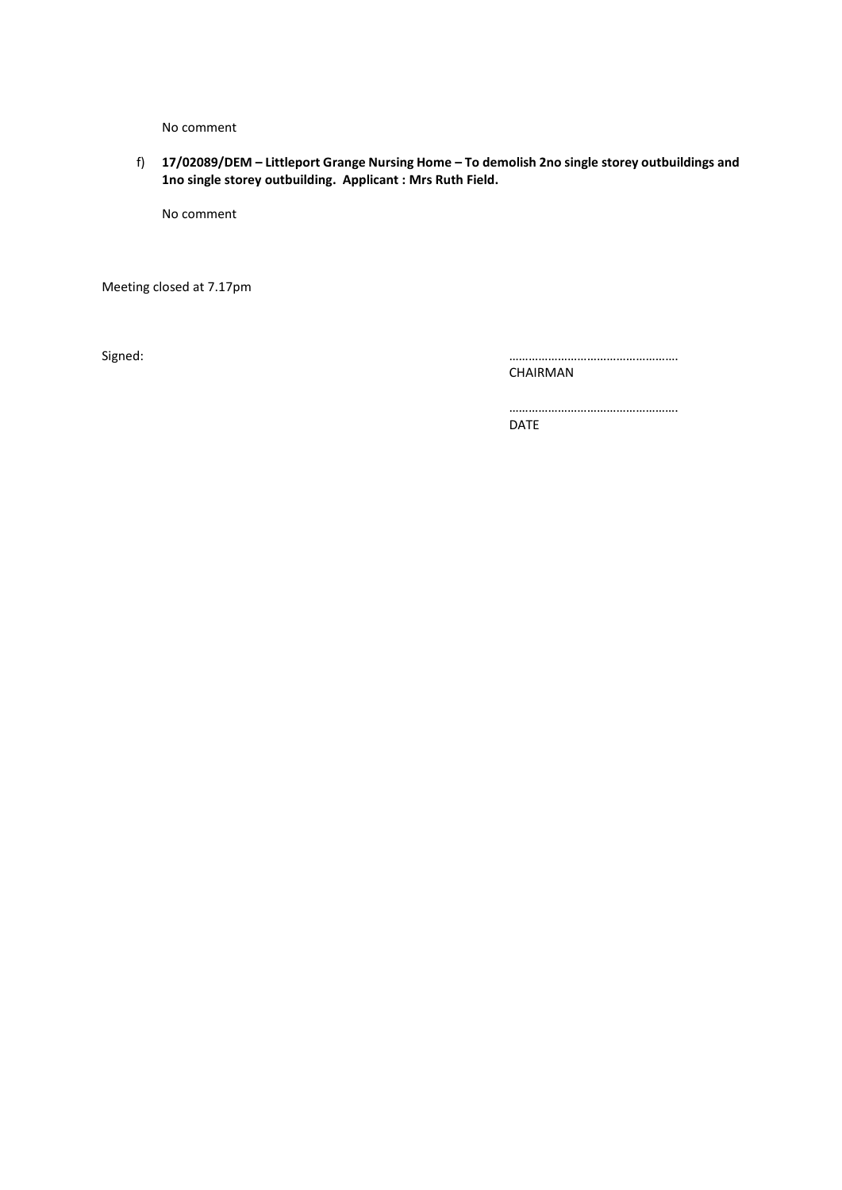No comment

f) **17/02089/DEM – Littleport Grange Nursing Home – To demolish 2no single storey outbuildings and 1no single storey outbuilding. Applicant : Mrs Ruth Field.**

No comment

Meeting closed at 7.17pm

Signed:

……………………………………………
CHAIRMAN

…………………………………………….
DATE